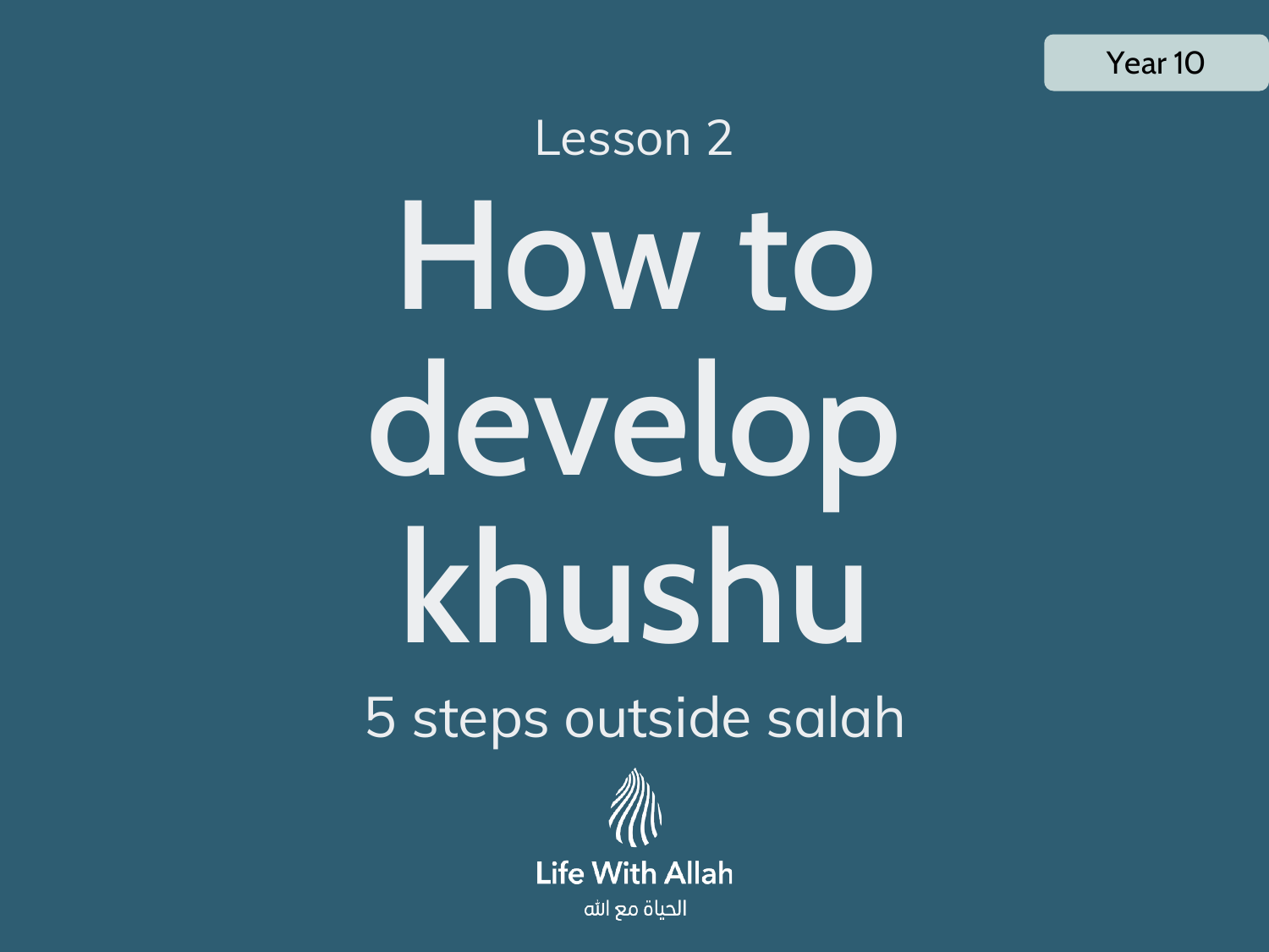Year 10

Lesson 2

# How to develop khushu

## 5 steps outside salah

Life With Allah

الحياة مع الله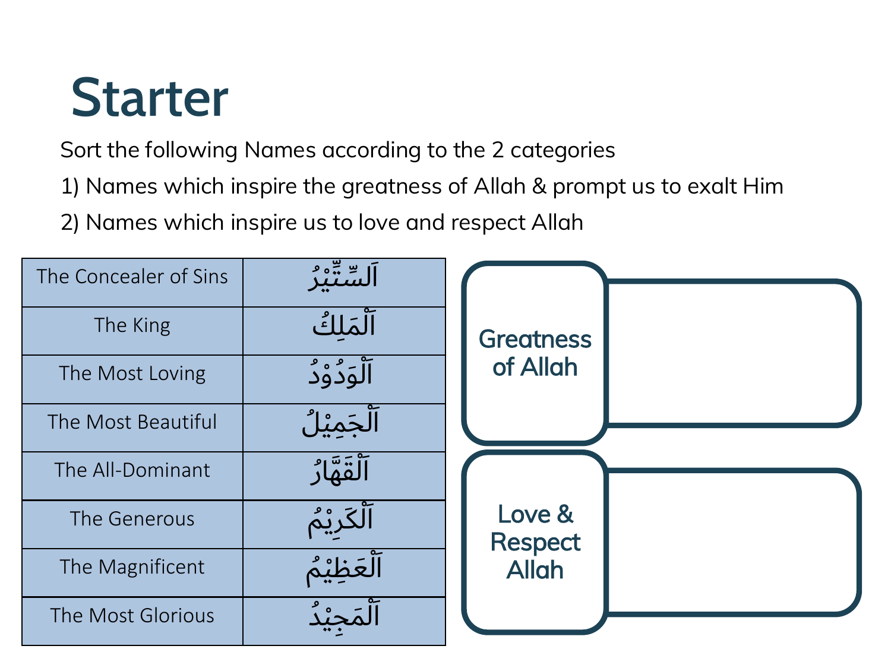# Starter

Sort the following Names according to the 2 categories

1) Names which inspire the greatness of Allah & prompt us to exalt Him
2) Names which inspire us to love and respect Allah

| | |
|---|---|
| The Concealer of Sins | اَلسِّتِّيْرُ |
| The King | اَلْمَلِكُ |
| The Most Loving | اَلْوَدُوْدُ |
| The Most Beautiful | اَلْجَمِيْلُ |
| The All-Dominant | اَلْقَهَّارُ |
| The Generous | اَلْكَرِيْمُ |
| The Magnificent | اَلْعَظِيْمُ |
| The Most Glorious | اَلْمَجِيْدُ |

| Category | Names |
|---|---|
| Greatness of Allah | |
| Love & Respect Allah | |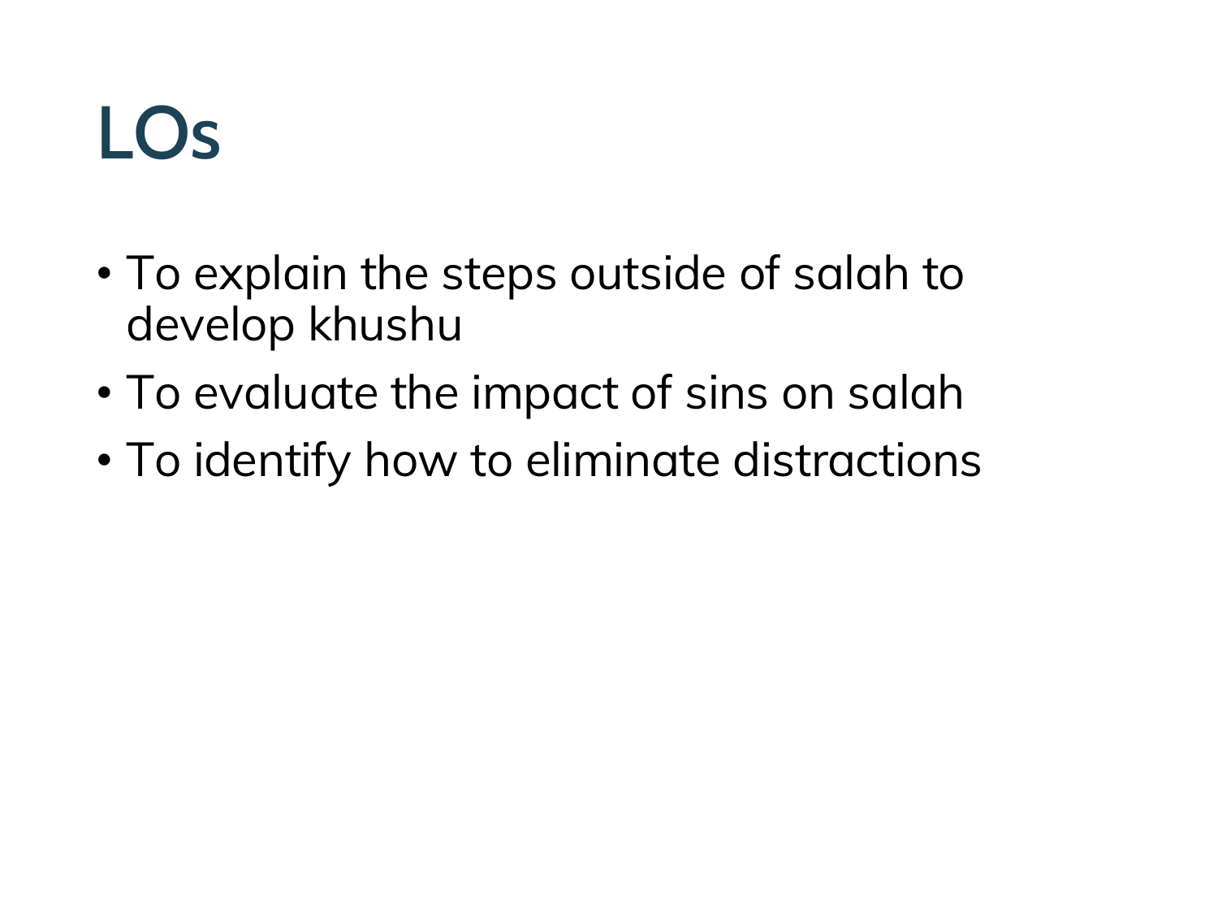# LOs

- To explain the steps outside of salah to develop khushu
- To evaluate the impact of sins on salah
- To identify how to eliminate distractions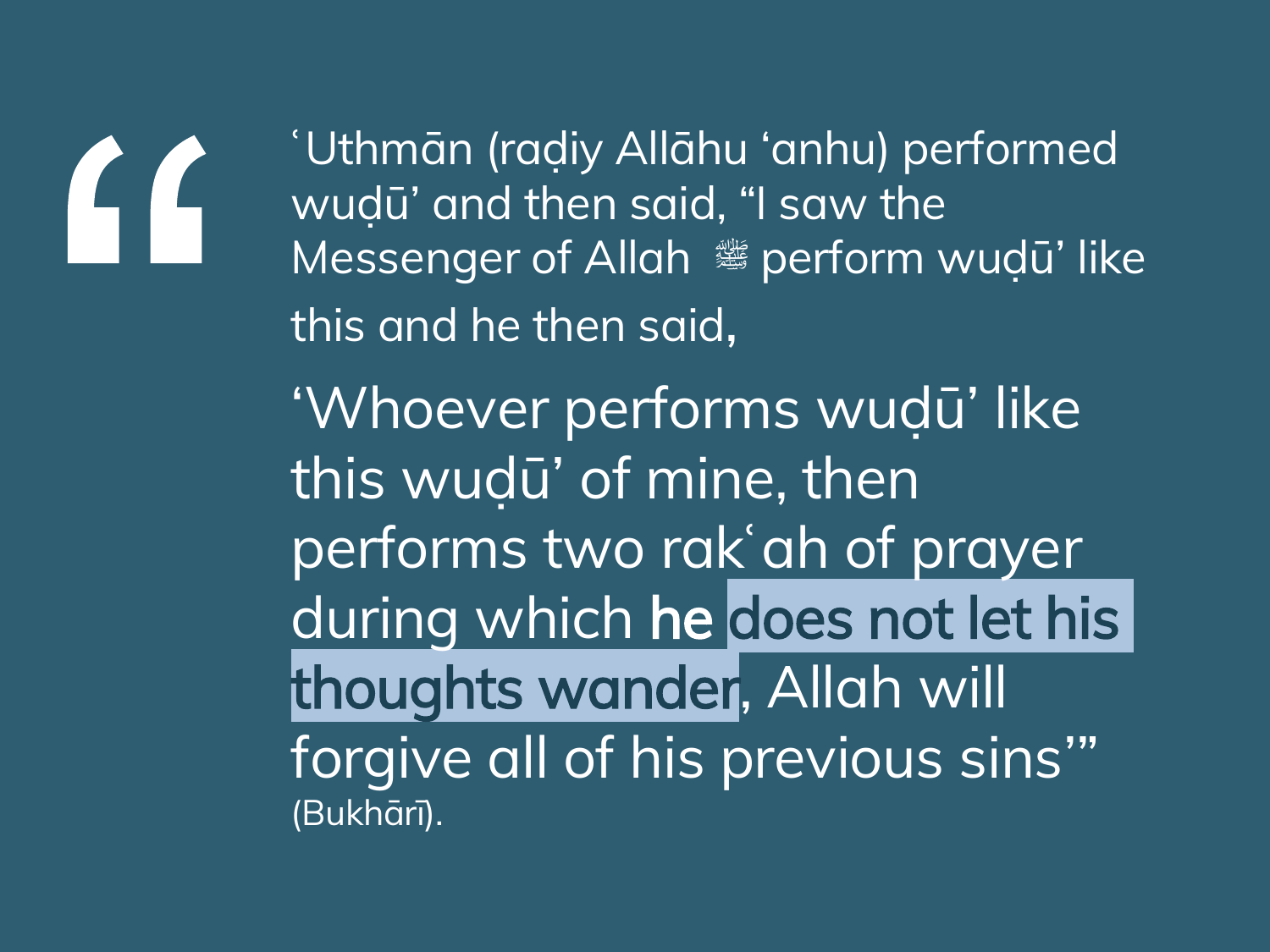> ʿUthmān (raḍiy Allāhu ʻanhu) performed wuḍū' and then said, "I saw the Messenger of Allah ﷺ perform wuḍū' like this and he then said,
>
> 'Whoever performs wuḍū' like this wuḍū' of mine, then performs two rakʿah of prayer during which **he does not let his thoughts wander**, Allah will forgive all of his previous sins'"
>
> (Bukhārī).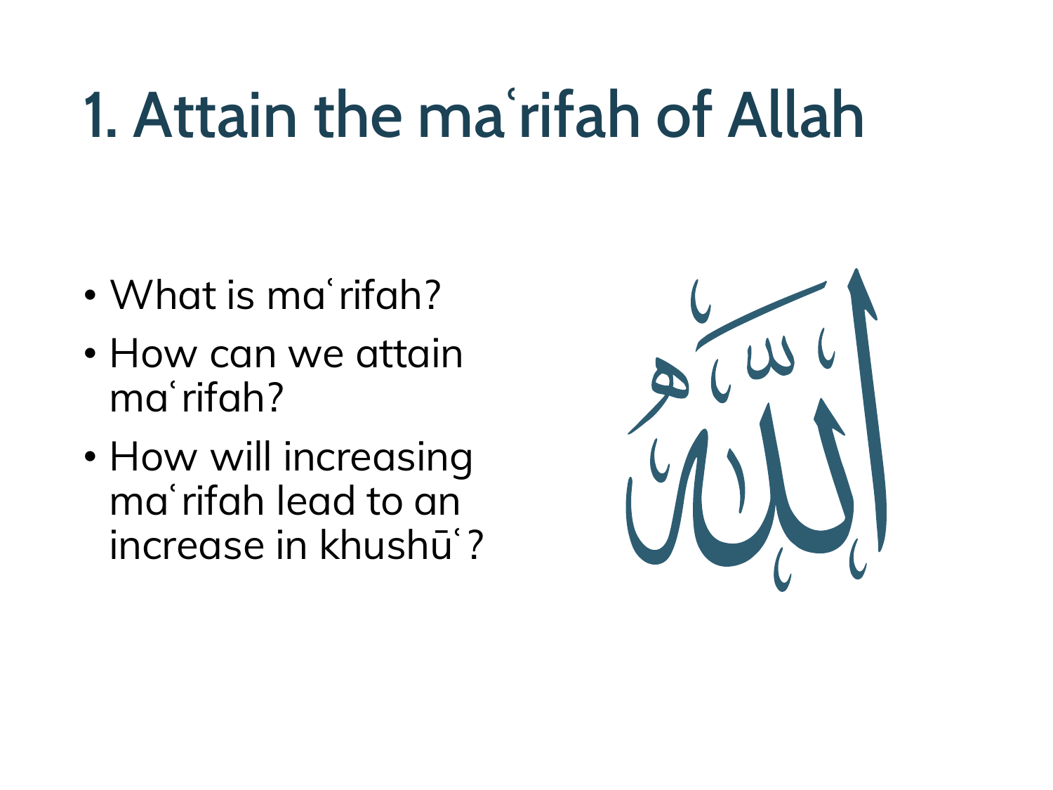# 1. Attain the maʿrifah of Allah

- What is maʿrifah?
- How can we attain maʿrifah?
- How will increasing maʿrifah lead to an increase in khushūʿ?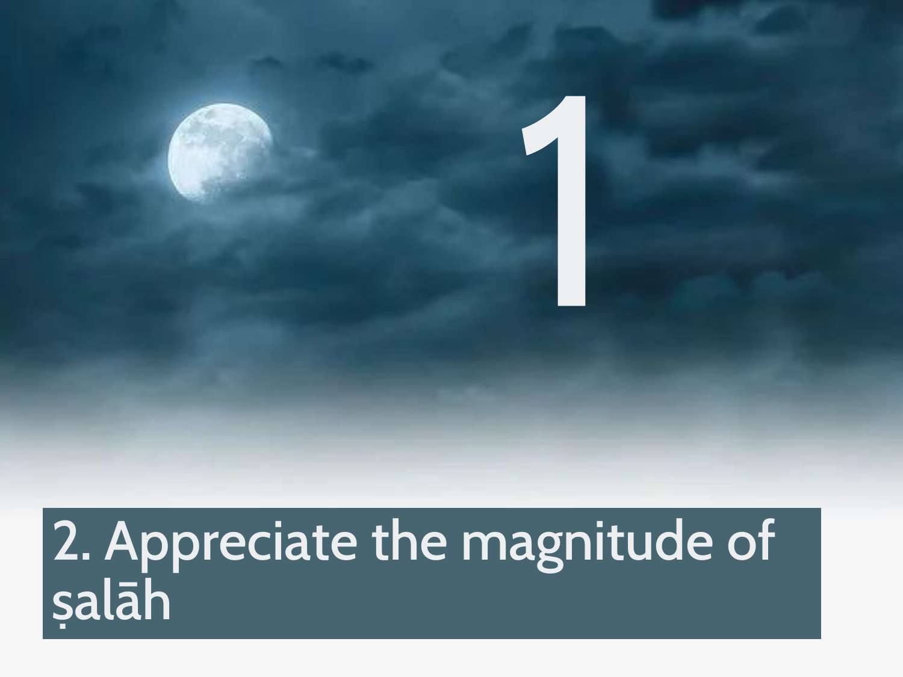1

## 2. Appreciate the magnitude of ṣalāh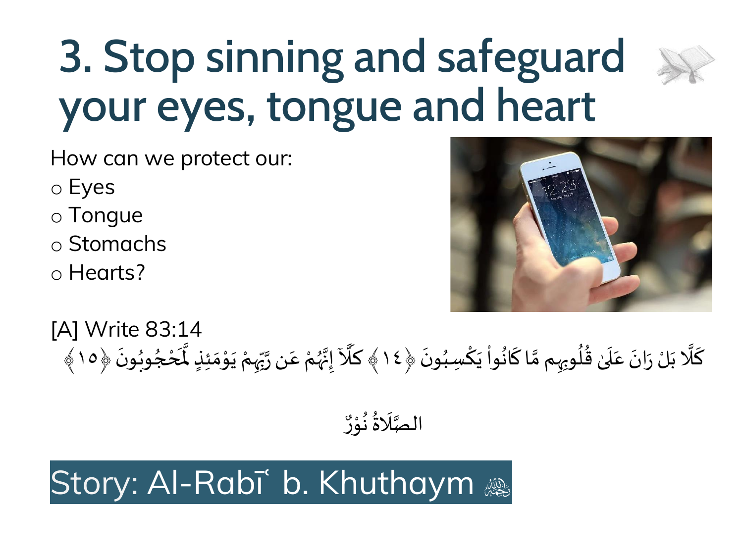# 3. Stop sinning and safeguard your eyes, tongue and heart

How can we protect our:

- Eyes
- Tongue
- Stomachs
- Hearts?

[A] Write 83:14

كَلَّا بَلْ رَانَ عَلَىٰ قُلُوبِهِم مَّا كَانُواْ يَكْسِبُونَ ﴿١٤﴾ كَلَّآ إِنَّهُمْ عَن رَّبِّهِمْ يَوْمَئِذٍ لَّمَحْجُوبُونَ ﴿١٥﴾

الصَّلَاةُ نُوْرٌ

## Story: Al-Rabīʿ b. Khuthaym ﷬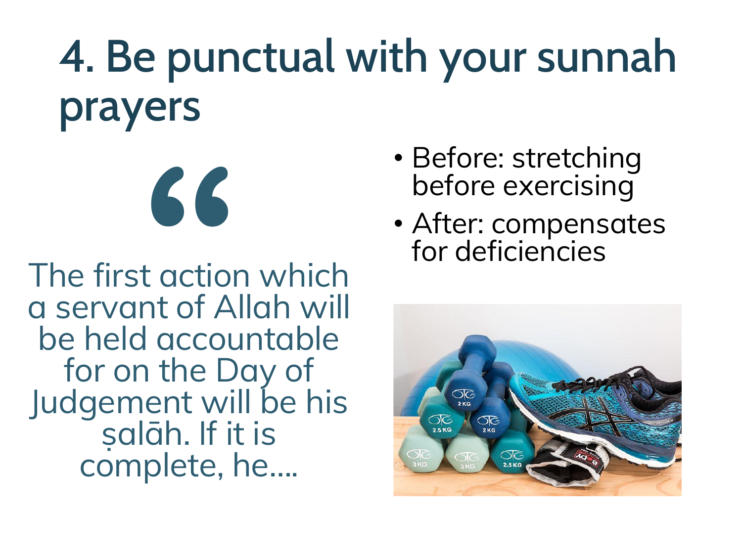# 4. Be punctual with your sunnah prayers

> The first action which a servant of Allah will be held accountable for on the Day of Judgement will be his ṣalāh. If it is complete, he….

- Before: stretching before exercising
- After: compensates for deficiencies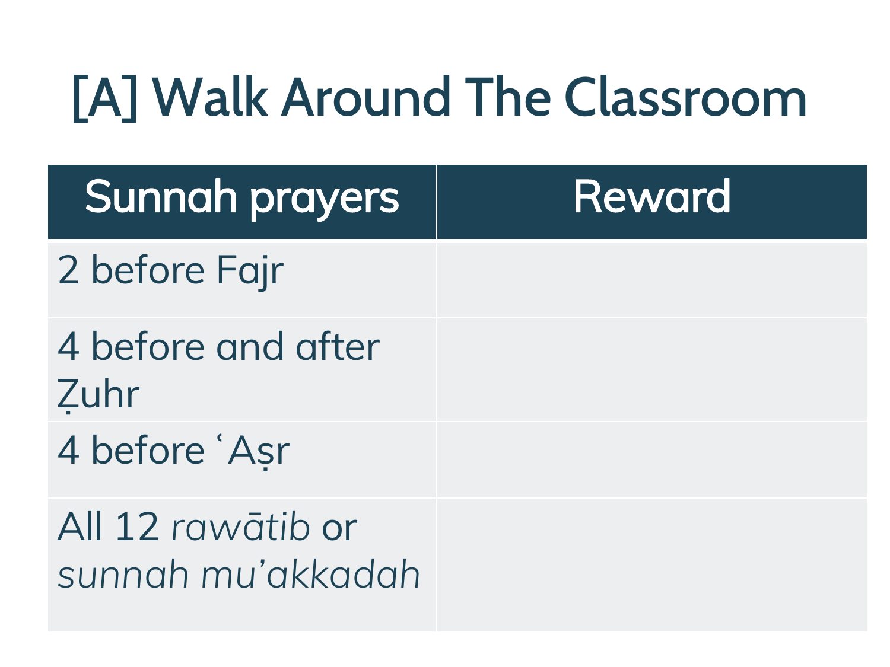# [A] Walk Around The Classroom

| Sunnah prayers | Reward |
| --- | --- |
| 2 before Fajr | |
| 4 before and after Ẓuhr | |
| 4 before ʿAṣr | |
| All 12 *rawātib* or *sunnah mu'akkadah* | |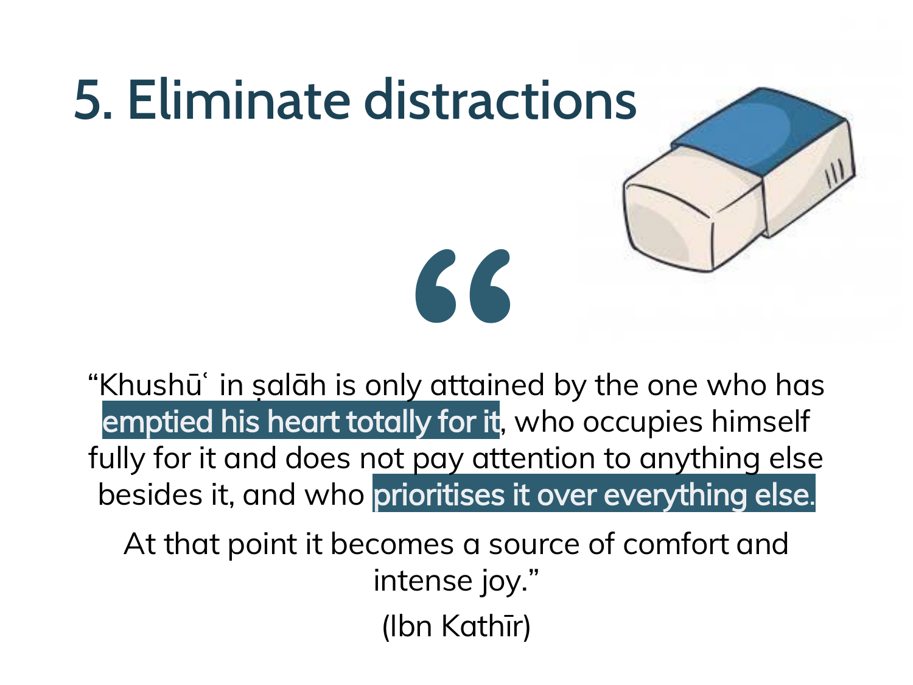# 5. Eliminate distractions

“Khushūʿ in ṣalāh is only attained by the one who has emptied his heart totally for it, who occupies himself fully for it and does not pay attention to anything else besides it, and who prioritises it over everything else.

At that point it becomes a source of comfort and intense joy.”

(Ibn Kathīr)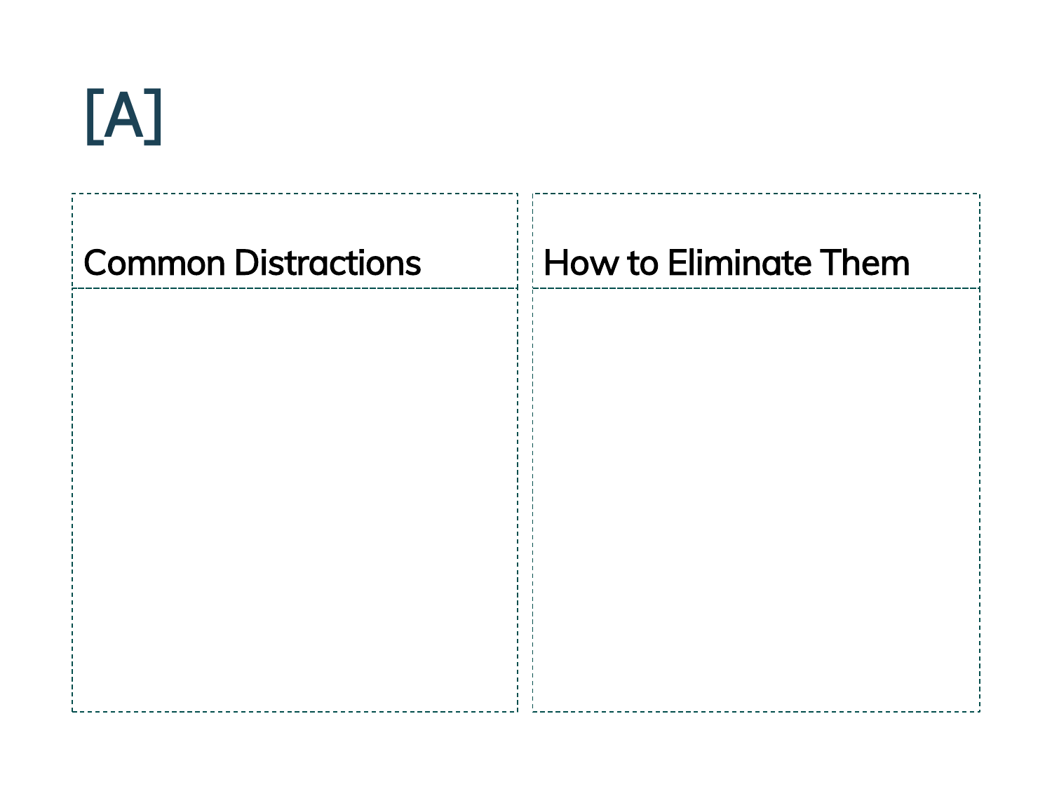[A]

| Common Distractions | How to Eliminate Them |
| --- | --- |
| | |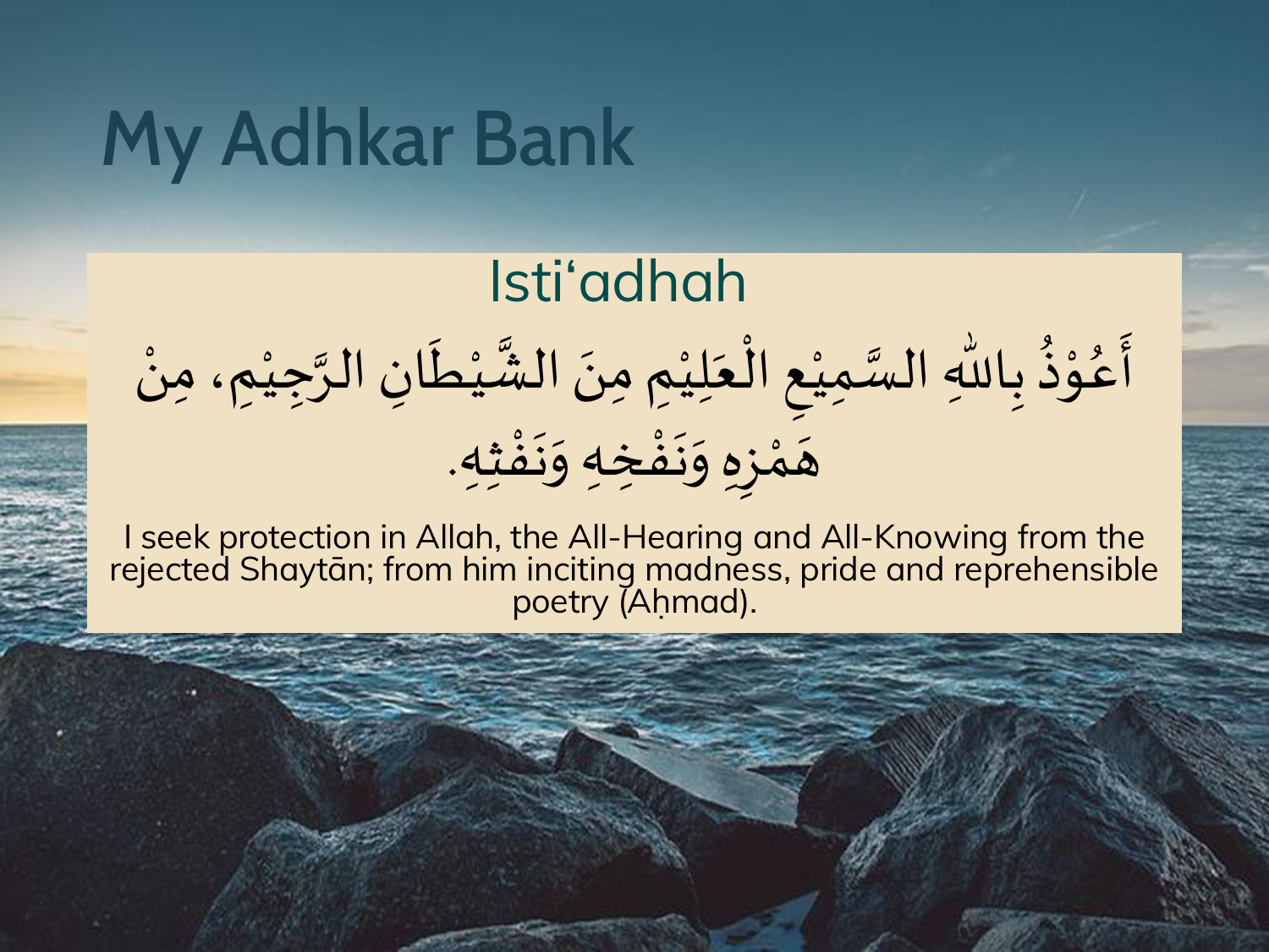# My Adhkar Bank

## Isti‘adhah

أَعُوْذُ بِاللّٰهِ السَّمِيْعِ الْعَلِيْمِ مِنَ الشَّيْطَانِ الرَّجِيْمِ، مِنْ هَمْزِهِ وَنَفْخِهِ وَنَفْثِهِ.

I seek protection in Allah, the All-Hearing and All-Knowing from the rejected Shaytān; from him inciting madness, pride and reprehensible poetry (Aḥmad).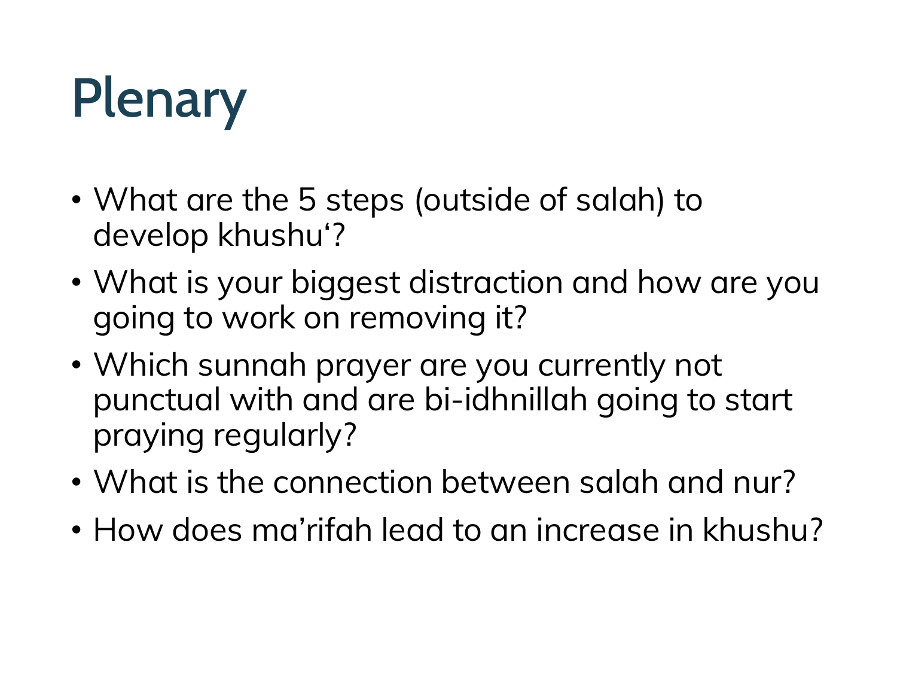# Plenary

- What are the 5 steps (outside of salah) to develop khushu‘?
- What is your biggest distraction and how are you going to work on removing it?
- Which sunnah prayer are you currently not punctual with and are bi-idhnillah going to start praying regularly?
- What is the connection between salah and nur?
- How does ma’rifah lead to an increase in khushu?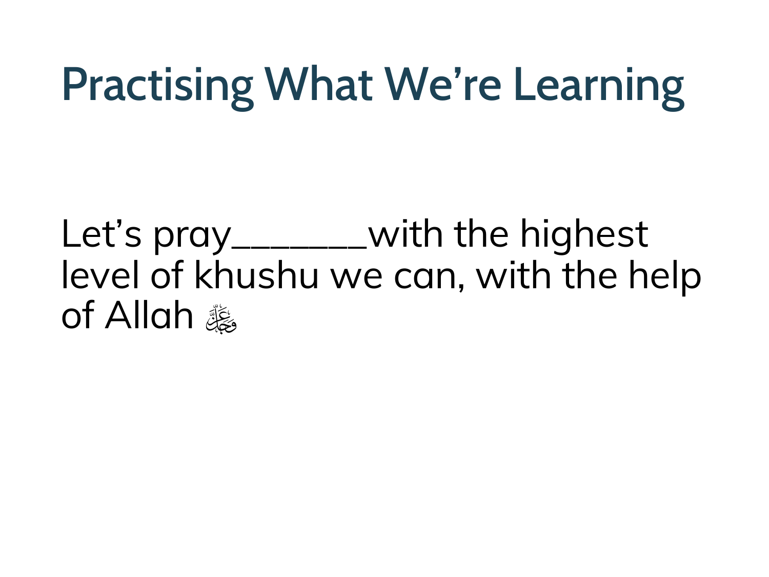# Practising What We're Learning

Let's pray_______with the highest level of khushu we can, with the help of Allah ﷻ